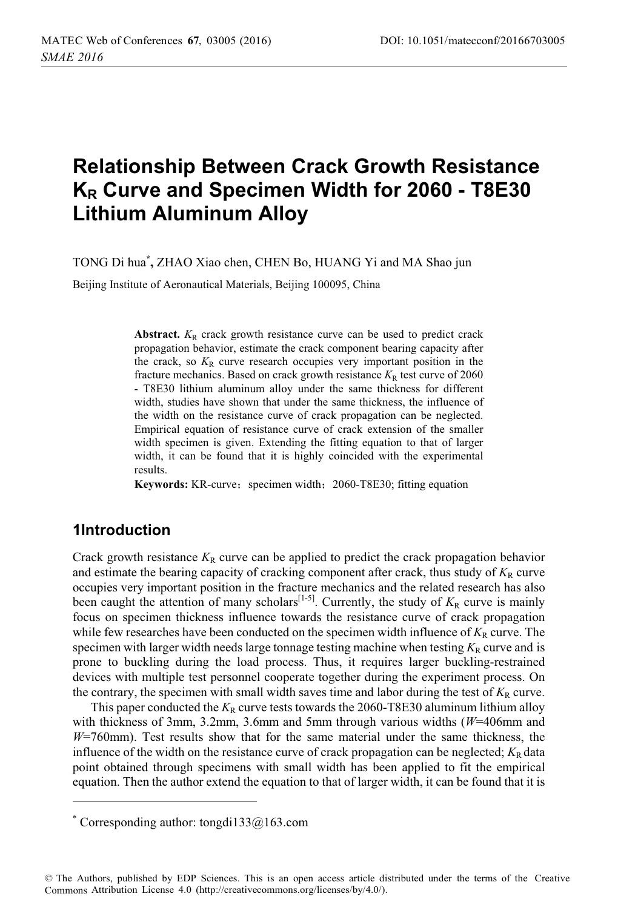# Relationship Between Crack Growth Resistance $K_R$ Curve and Specimen Width for 2060 - T8E30 Lithium Aluminum Alloy

TONG Di hua*, ZHAO Xiao chen, CHEN Bo, HUANG Yi and MA Shao jun

Beijing Institute of Aeronautical Materials, Beijing 100095, China

**Abstract.** $K_R$ crack growth resistance curve can be used to predict crack propagation behavior, estimate the crack component bearing capacity after the crack, so $K_R$ curve research occupies very important position in the fracture mechanics. Based on crack growth resistance $K_R$ test curve of 2060 - T8E30 lithium aluminum alloy under the same thickness for different width, studies have shown that under the same thickness, the influence of the width on the resistance curve of crack propagation can be neglected. Empirical equation of resistance curve of crack extension of the smaller width specimen is given. Extending the fitting equation to that of larger width, it can be found that it is highly coincided with the experimental results.

**Keywords:** KR-curve；specimen width；2060-T8E30; fitting equation

## 1Introduction

Crack growth resistance $K_R$ curve can be applied to predict the crack propagation behavior and estimate the bearing capacity of cracking component after crack, thus study of $K_R$ curve occupies very important position in the fracture mechanics and the related research has also been caught the attention of many scholars[1-5]. Currently, the study of $K_R$ curve is mainly focus on specimen thickness influence towards the resistance curve of crack propagation while few researches have been conducted on the specimen width influence of $K_R$ curve. The specimen with larger width needs large tonnage testing machine when testing $K_R$ curve and is prone to buckling during the load process. Thus, it requires larger buckling-restrained devices with multiple test personnel cooperate together during the experiment process. On the contrary, the specimen with small width saves time and labor during the test of $K_R$ curve.

This paper conducted the $K_R$ curve tests towards the 2060-T8E30 aluminum lithium alloy with thickness of 3mm, 3.2mm, 3.6mm and 5mm through various widths ($W$=406mm and $W$=760mm). Test results show that for the same material under the same thickness, the influence of the width on the resistance curve of crack propagation can be neglected; $K_R$ data point obtained through specimens with small width has been applied to fit the empirical equation. Then the author extend the equation to that of larger width, it can be found that it is

* Corresponding author: tongdi133@163.com

© The Authors, published by EDP Sciences. This is an open access article distributed under the terms of the Creative Commons Attribution License 4.0 (http://creativecommons.org/licenses/by/4.0/).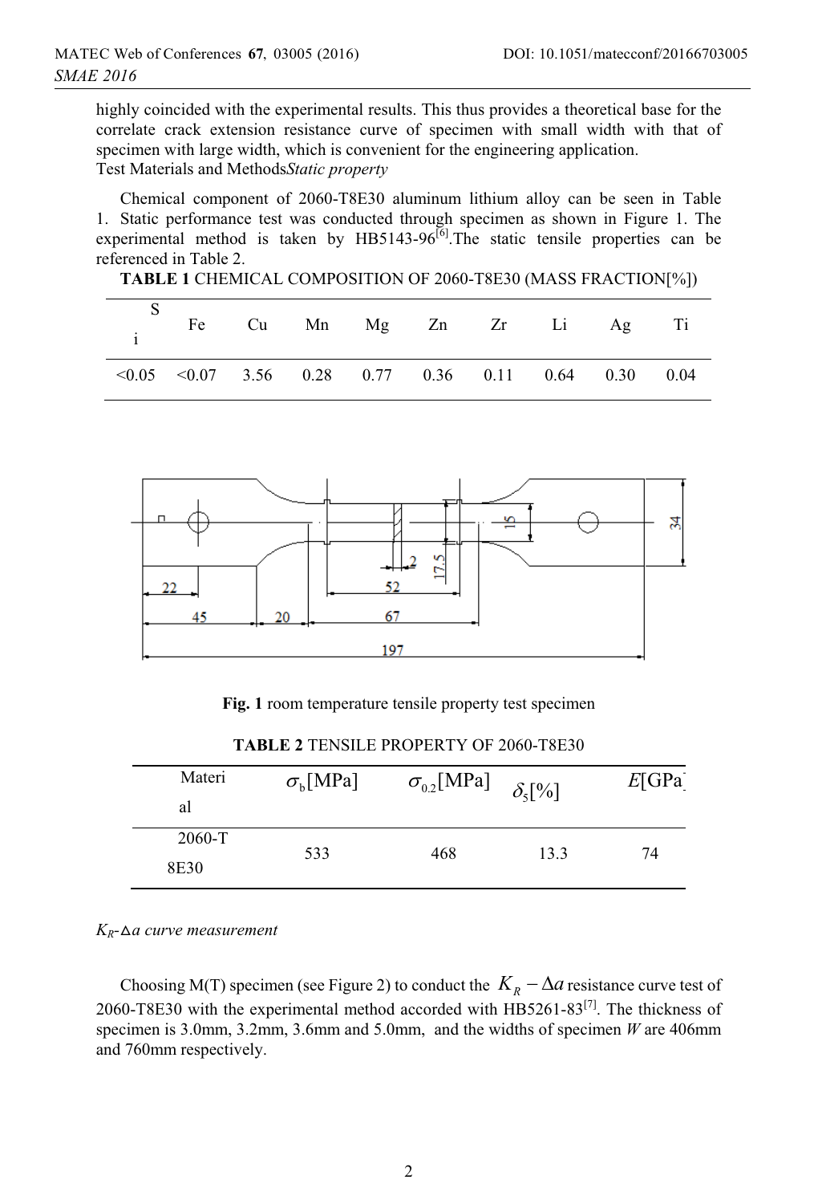highly coincided with the experimental results. This thus provides a theoretical base for the correlate crack extension resistance curve of specimen with small width with that of specimen with large width, which is convenient for the engineering application.

Test Materials and Methods*Static property*

Chemical component of 2060-T8E30 aluminum lithium alloy can be seen in Table 1. Static performance test was conducted through specimen as shown in Figure 1. The experimental method is taken by HB5143-96[6].The static tensile properties can be referenced in Table 2.

**TABLE 1** CHEMICAL COMPOSITION OF 2060-T8E30 (MASS FRACTION[%])

| Si | Fe | Cu | Mn | Mg | Zn | Zr | Li | Ag | Ti |
|---|---|---|---|---|---|---|---|---|---|
| <0.05 | <0.07 | 3.56 | 0.28 | 0.77 | 0.36 | 0.11 | 0.64 | 0.30 | 0.04 |

**Fig. 1** room temperature tensile property test specimen

**TABLE 2** TENSILE PROPERTY OF 2060-T8E30

| Material | $\sigma_b$[MPa] | $\sigma_{0.2}$[MPa] | $\delta_5$[%] | $E$[GPa] |
|---|---|---|---|---|
| 2060-T8E30 | 533 | 468 | 13.3 | 74 |

*$K_R$-$\Delta a$ curve measurement*

Choosing M(T) specimen (see Figure 2) to conduct the $K_R - \Delta a$ resistance curve test of 2060-T8E30 with the experimental method accorded with HB5261-83[7]. The thickness of specimen is 3.0mm, 3.2mm, 3.6mm and 5.0mm, and the widths of specimen $W$ are 406mm and 760mm respectively.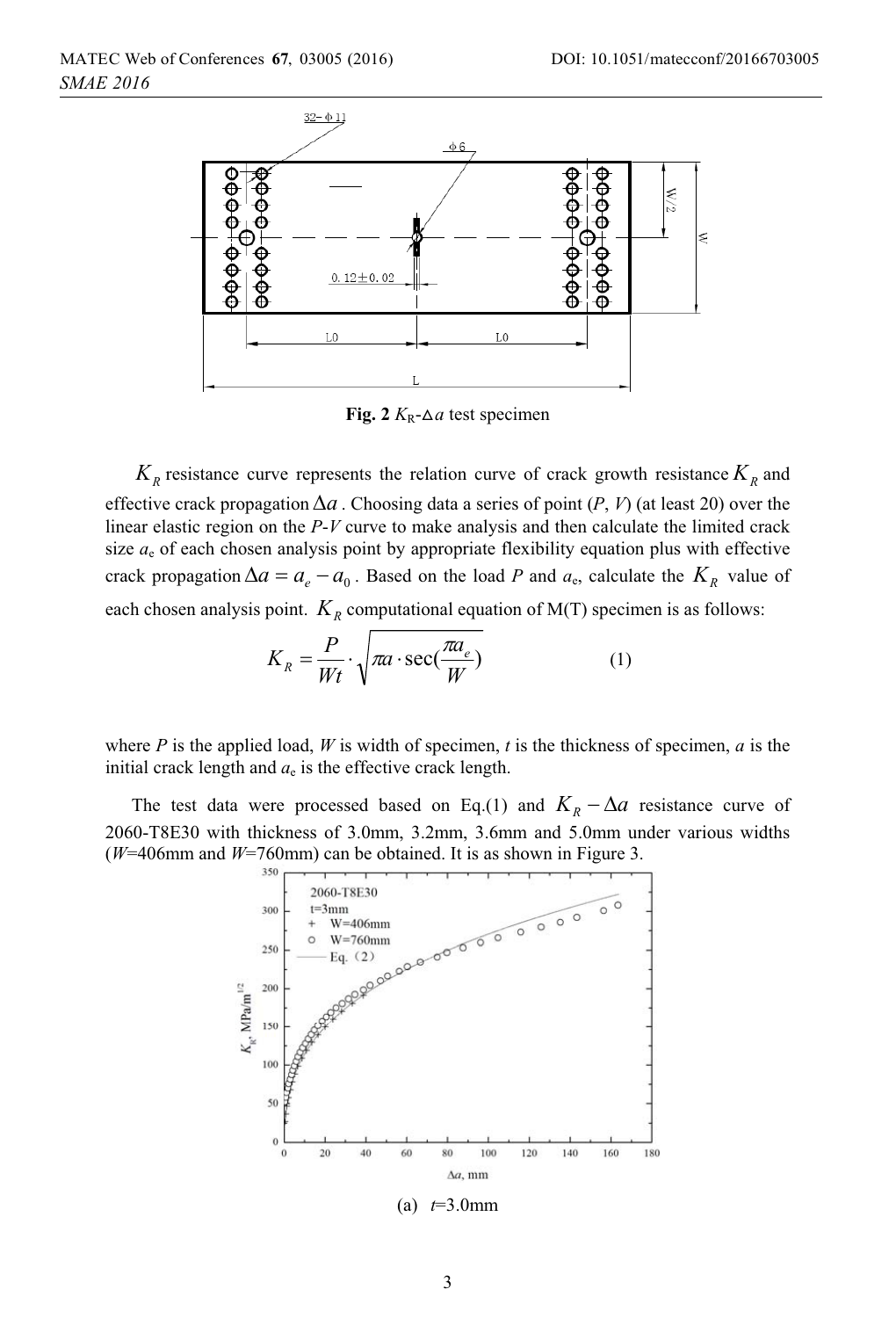**Fig. 2** $K_R$-$\Delta a$ test specimen

$K_R$ resistance curve represents the relation curve of crack growth resistance $K_R$ and effective crack propagation $\Delta a$. Choosing data a series of point ($P$, $V$) (at least 20) over the linear elastic region on the $P$-$V$ curve to make analysis and then calculate the limited crack size $a_e$ of each chosen analysis point by appropriate flexibility equation plus with effective crack propagation $\Delta a = a_e - a_0$. Based on the load $P$ and $a_e$, calculate the $K_R$ value of each chosen analysis point. $K_R$ computational equation of M(T) specimen is as follows:

$$K_R = \frac{P}{Wt} \cdot \sqrt{\pi a \cdot \sec(\frac{\pi a_e}{W})} \tag{1}$$

where $P$ is the applied load, $W$ is width of specimen, $t$ is the thickness of specimen, $a$ is the initial crack length and $a_e$ is the effective crack length.

The test data were processed based on Eq.(1) and $K_R - \Delta a$ resistance curve of 2060-T8E30 with thickness of 3.0mm, 3.2mm, 3.6mm and 5.0mm under various widths ($W$=406mm and $W$=760mm) can be obtained. It is as shown in Figure 3.

(a) $t$=3.0mm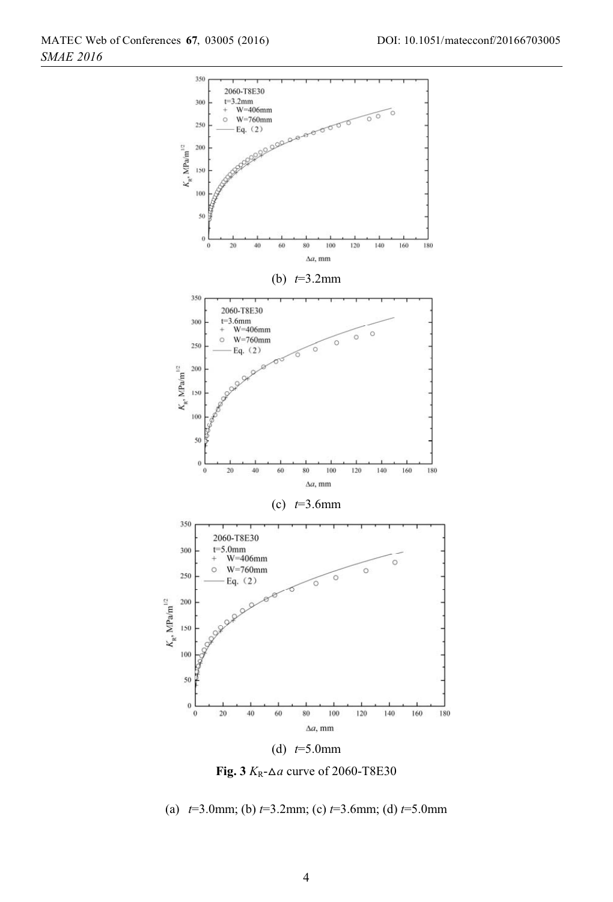(b) $t$=3.2mm

(c) $t$=3.6mm

(d) $t$=5.0mm

**Fig. 3** $K_R$-$\Delta a$ curve of 2060-T8E30

(a) $t$=3.0mm; (b) $t$=3.2mm; (c) $t$=3.6mm; (d) $t$=5.0mm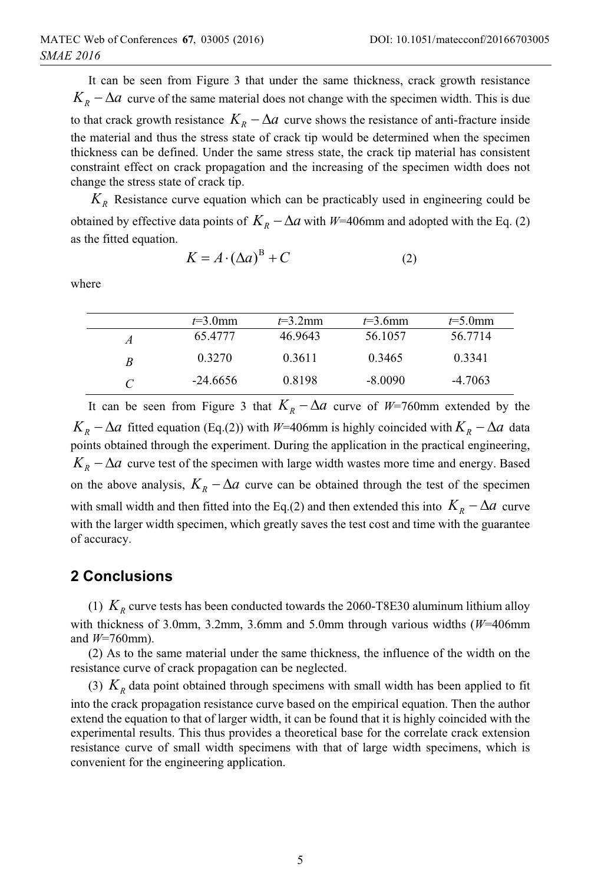It can be seen from Figure 3 that under the same thickness, crack growth resistance $K_R - \Delta a$ curve of the same material does not change with the specimen width. This is due to that crack growth resistance $K_R - \Delta a$ curve shows the resistance of anti-fracture inside the material and thus the stress state of crack tip would be determined when the specimen thickness can be defined. Under the same stress state, the crack tip material has consistent constraint effect on crack propagation and the increasing of the specimen width does not change the stress state of crack tip.

$K_R$ Resistance curve equation which can be practicably used in engineering could be obtained by effective data points of $K_R - \Delta a$ with *W*=406mm and adopted with the Eq. (2) as the fitted equation.

$$K = A \cdot (\Delta a)^{\mathrm{B}} + C \tag{2}$$

where

| | *t*=3.0mm | *t*=3.2mm | *t*=3.6mm | *t*=5.0mm |
|---|---|---|---|---|
| *A* | 65.4777 | 46.9643 | 56.1057 | 56.7714 |
| *B* | 0.3270 | 0.3611 | 0.3465 | 0.3341 |
| *C* | -24.6656 | 0.8198 | -8.0090 | -4.7063 |

It can be seen from Figure 3 that $K_R - \Delta a$ curve of *W*=760mm extended by the $K_R - \Delta a$ fitted equation (Eq.(2)) with *W*=406mm is highly coincided with $K_R - \Delta a$ data points obtained through the experiment. During the application in the practical engineering, $K_R - \Delta a$ curve test of the specimen with large width wastes more time and energy. Based on the above analysis, $K_R - \Delta a$ curve can be obtained through the test of the specimen with small width and then fitted into the Eq.(2) and then extended this into $K_R - \Delta a$ curve with the larger width specimen, which greatly saves the test cost and time with the guarantee of accuracy.

## 2 Conclusions

(1) $K_R$ curve tests has been conducted towards the 2060-T8E30 aluminum lithium alloy with thickness of 3.0mm, 3.2mm, 3.6mm and 5.0mm through various widths (*W*=406mm and *W*=760mm).

(2) As to the same material under the same thickness, the influence of the width on the resistance curve of crack propagation can be neglected.

(3) $K_R$ data point obtained through specimens with small width has been applied to fit into the crack propagation resistance curve based on the empirical equation. Then the author extend the equation to that of larger width, it can be found that it is highly coincided with the experimental results. This thus provides a theoretical base for the correlate crack extension resistance curve of small width specimens with that of large width specimens, which is convenient for the engineering application.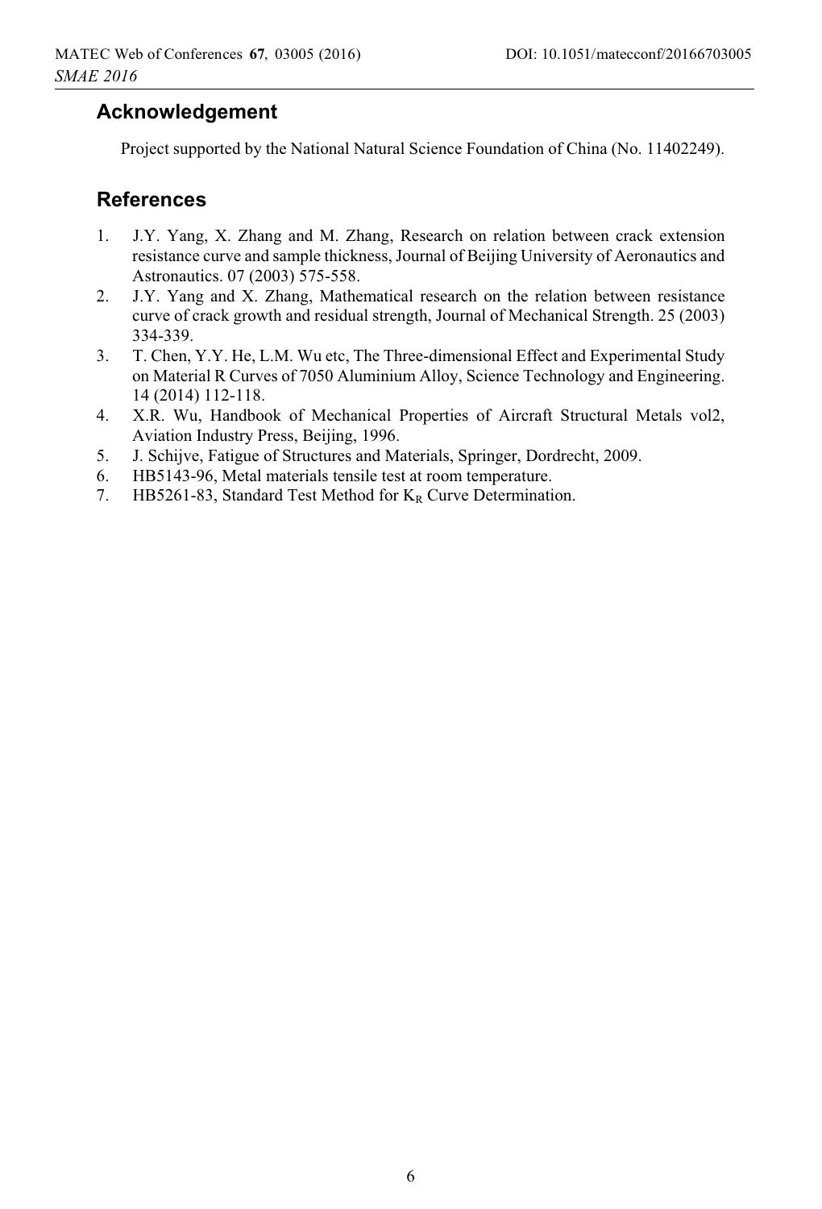## Acknowledgement

Project supported by the National Natural Science Foundation of China (No. 11402249).

## References

1. J.Y. Yang, X. Zhang and M. Zhang, Research on relation between crack extension resistance curve and sample thickness, Journal of Beijing University of Aeronautics and Astronautics. 07 (2003) 575-558.
2. J.Y. Yang and X. Zhang, Mathematical research on the relation between resistance curve of crack growth and residual strength, Journal of Mechanical Strength. 25 (2003) 334-339.
3. T. Chen, Y.Y. He, L.M. Wu etc, The Three-dimensional Effect and Experimental Study on Material R Curves of 7050 Aluminium Alloy, Science Technology and Engineering. 14 (2014) 112-118.
4. X.R. Wu, Handbook of Mechanical Properties of Aircraft Structural Metals vol2, Aviation Industry Press, Beijing, 1996.
5. J. Schijve, Fatigue of Structures and Materials, Springer, Dordrecht, 2009.
6. HB5143-96, Metal materials tensile test at room temperature.
7. HB5261-83, Standard Test Method for $K_R$ Curve Determination.